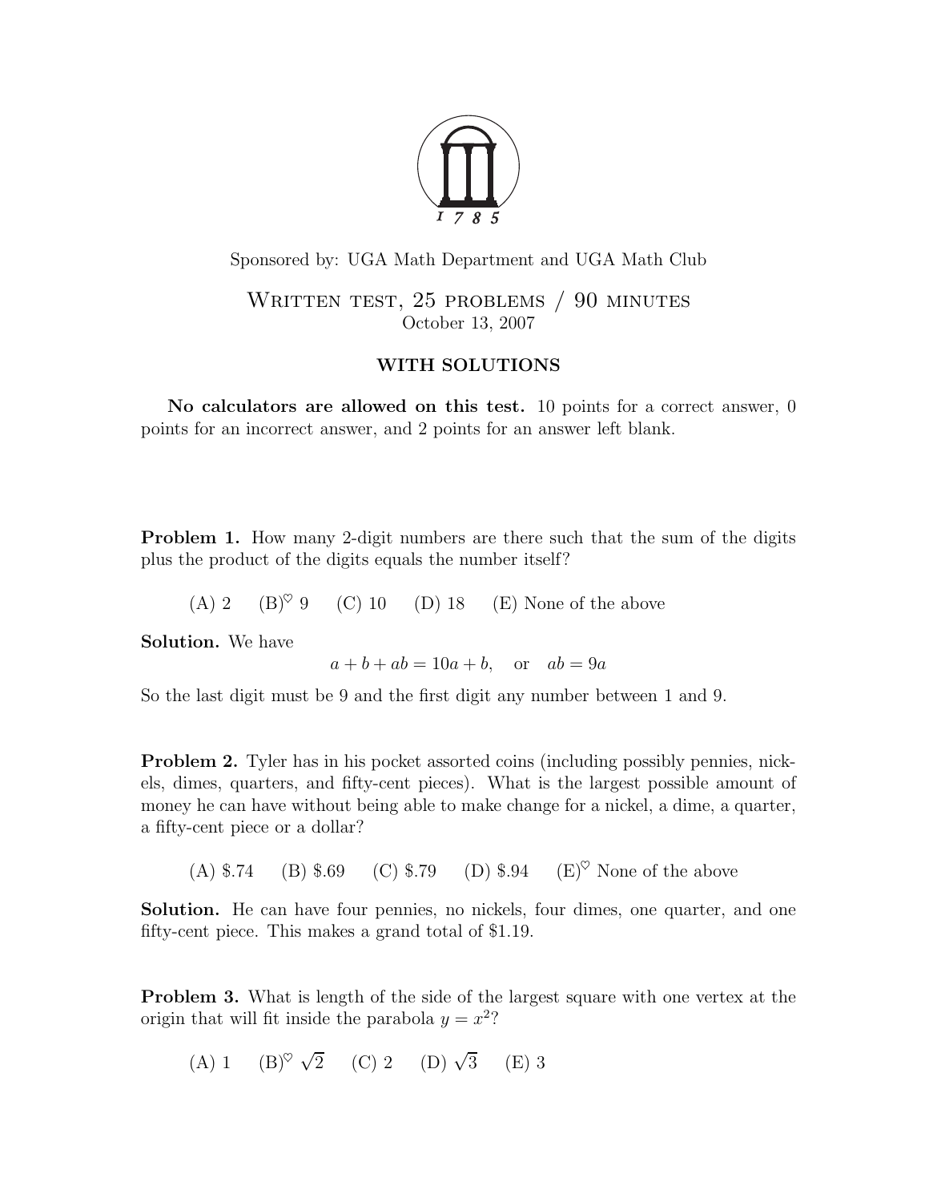Sponsored by: UGA Math Department and UGA Math Club

# Written test, 25 problems / 90 minutes

October 13, 2007

## WITH SOLUTIONS

**No calculators are allowed on this test.** 10 points for a correct answer, 0 points for an incorrect answer, and 2 points for an answer left blank.

**Problem 1.** How many 2-digit numbers are there such that the sum of the digits plus the product of the digits equals the number itself?

(A) 2 (B)$^\heartsuit$ 9 (C) 10 (D) 18 (E) None of the above

**Solution.** We have

$$a + b + ab = 10a + b, \quad \text{or} \quad ab = 9a$$

So the last digit must be 9 and the first digit any number between 1 and 9.

**Problem 2.** Tyler has in his pocket assorted coins (including possibly pennies, nickels, dimes, quarters, and fifty-cent pieces). What is the largest possible amount of money he can have without being able to make change for a nickel, a dime, a quarter, a fifty-cent piece or a dollar?

(A) \$.74 (B) \$.69 (C) \$.79 (D) \$.94 (E)$^\heartsuit$ None of the above

**Solution.** He can have four pennies, no nickels, four dimes, one quarter, and one fifty-cent piece. This makes a grand total of \$1.19.

**Problem 3.** What is length of the side of the largest square with one vertex at the origin that will fit inside the parabola $y = x^2$?

(A) 1 (B)$^\heartsuit$ $\sqrt{2}$ (C) 2 (D) $\sqrt{3}$ (E) 3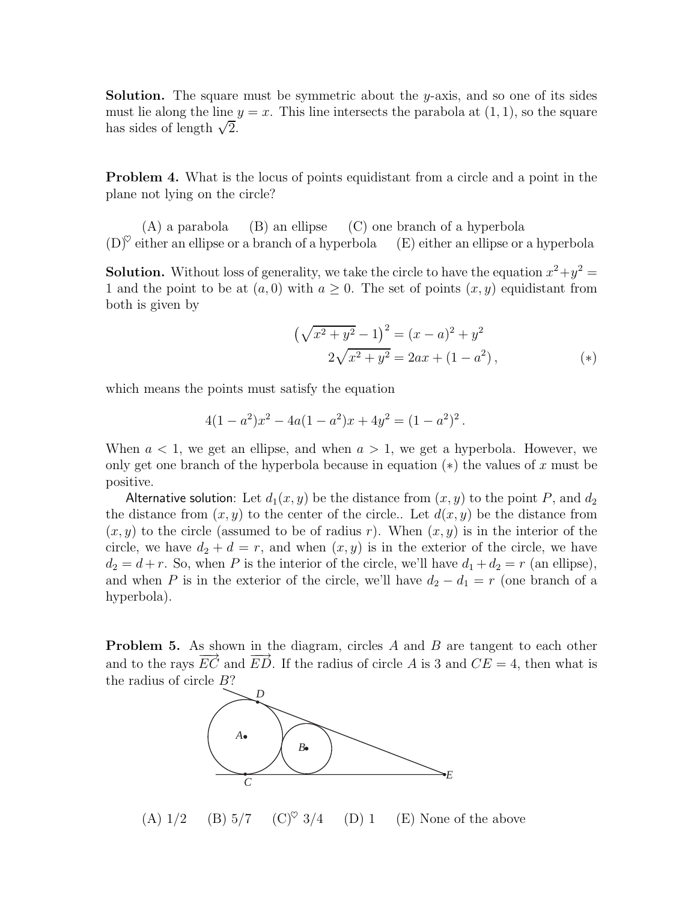**Solution.** The square must be symmetric about the $y$-axis, and so one of its sides must lie along the line $y = x$. This line intersects the parabola at $(1, 1)$, so the square has sides of length $\sqrt{2}$.

**Problem 4.** What is the locus of points equidistant from a circle and a point in the plane not lying on the circle?

(A) a parabola (B) an ellipse (C) one branch of a hyperbola (D)$^\heartsuit$ either an ellipse or a branch of a hyperbola (E) either an ellipse or a hyperbola

**Solution.** Without loss of generality, we take the circle to have the equation $x^2+y^2 = 1$ and the point to be at $(a, 0)$ with $a \geq 0$. The set of points $(x, y)$ equidistant from both is given by

$$\left(\sqrt{x^2 + y^2} - 1\right)^2 = (x - a)^2 + y^2$$

$$2\sqrt{x^2 + y^2} = 2ax + (1 - a^2)\,, \qquad (*)$$

which means the points must satisfy the equation

$$4(1 - a^2)x^2 - 4a(1 - a^2)x + 4y^2 = (1 - a^2)^2\,.$$

When $a < 1$, we get an ellipse, and when $a > 1$, we get a hyperbola. However, we only get one branch of the hyperbola because in equation $(*)$ the values of $x$ must be positive.

Alternative solution: Let $d_1(x, y)$ be the distance from $(x, y)$ to the point $P$, and $d_2$ the distance from $(x, y)$ to the center of the circle.. Let $d(x, y)$ be the distance from $(x, y)$ to the circle (assumed to be of radius $r$). When $(x, y)$ is in the interior of the circle, we have $d_2 + d = r$, and when $(x, y)$ is in the exterior of the circle, we have $d_2 = d + r$. So, when $P$ is the interior of the circle, we'll have $d_1 + d_2 = r$ (an ellipse), and when $P$ is in the exterior of the circle, we'll have $d_2 - d_1 = r$ (one branch of a hyperbola).

**Problem 5.** As shown in the diagram, circles $A$ and $B$ are tangent to each other and to the rays $\overrightarrow{EC}$ and $\overrightarrow{ED}$. If the radius of circle $A$ is 3 and $CE = 4$, then what is the radius of circle $B$?

(A) 1/2 (B) 5/7 (C)$^\heartsuit$ 3/4 (D) 1 (E) None of the above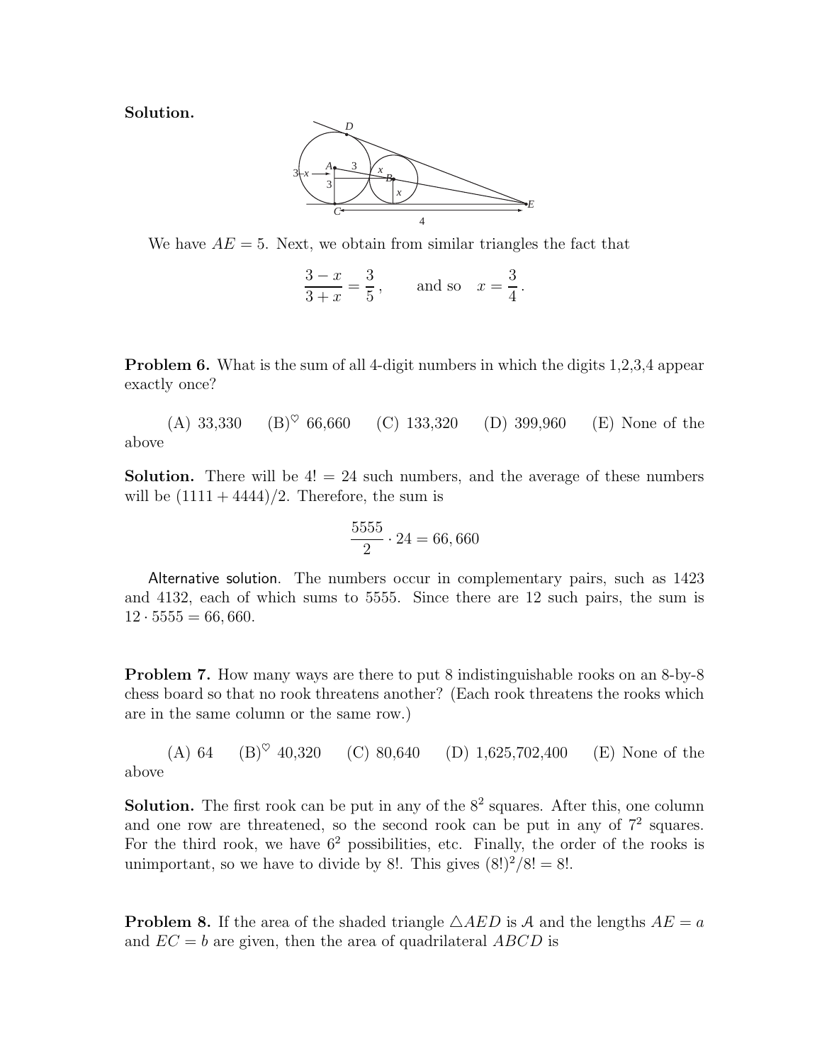**Solution.**

We have $AE = 5$. Next, we obtain from similar triangles the fact that

$$\frac{3-x}{3+x} = \frac{3}{5}, \qquad \text{and so} \quad x = \frac{3}{4}.$$

**Problem 6.** What is the sum of all 4-digit numbers in which the digits 1,2,3,4 appear exactly once?

(A) 33,330 (B)$^\heartsuit$ 66,660 (C) 133,320 (D) 399,960 (E) None of the above

**Solution.** There will be $4! = 24$ such numbers, and the average of these numbers will be $(1111 + 4444)/2$. Therefore, the sum is

$$\frac{5555}{2} \cdot 24 = 66,660$$

Alternative solution. The numbers occur in complementary pairs, such as 1423 and 4132, each of which sums to 5555. Since there are 12 such pairs, the sum is $12 \cdot 5555 = 66,660$.

**Problem 7.** How many ways are there to put 8 indistinguishable rooks on an 8-by-8 chess board so that no rook threatens another? (Each rook threatens the rooks which are in the same column or the same row.)

(A) 64 (B)$^\heartsuit$ 40,320 (C) 80,640 (D) 1,625,702,400 (E) None of the above

**Solution.** The first rook can be put in any of the $8^2$ squares. After this, one column and one row are threatened, so the second rook can be put in any of $7^2$ squares. For the third rook, we have $6^2$ possibilities, etc. Finally, the order of the rooks is unimportant, so we have to divide by $8!$. This gives $(8!)^2/8! = 8!$.

**Problem 8.** If the area of the shaded triangle $\triangle AED$ is $\mathcal{A}$ and the lengths $AE = a$ and $EC = b$ are given, then the area of quadrilateral $ABCD$ is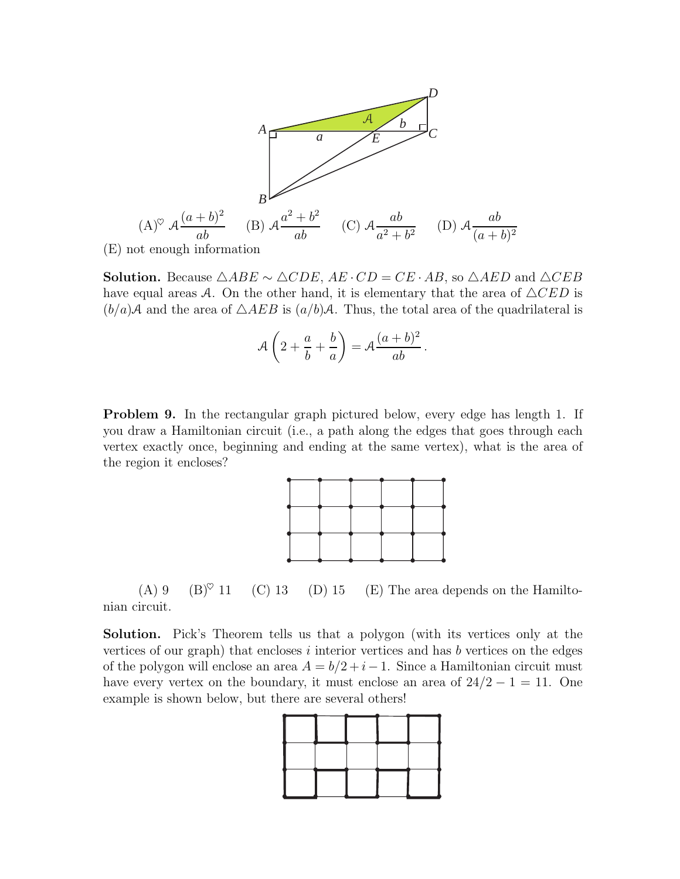(A)♡ $\mathcal{A}\dfrac{(a+b)^2}{ab}$ (B) $\mathcal{A}\dfrac{a^2+b^2}{ab}$ (C) $\mathcal{A}\dfrac{ab}{a^2+b^2}$ (D) $\mathcal{A}\dfrac{ab}{(a+b)^2}$
(E) not enough information

**Solution.** Because $\triangle ABE \sim \triangle CDE$, $AE \cdot CD = CE \cdot AB$, so $\triangle AED$ and $\triangle CEB$ have equal areas $\mathcal{A}$. On the other hand, it is elementary that the area of $\triangle CED$ is $(b/a)\mathcal{A}$ and the area of $\triangle AEB$ is $(a/b)\mathcal{A}$. Thus, the total area of the quadrilateral is

$$\mathcal{A}\left(2+\frac{a}{b}+\frac{b}{a}\right) = \mathcal{A}\frac{(a+b)^2}{ab}.$$

**Problem 9.** In the rectangular graph pictured below, every edge has length 1. If you draw a Hamiltonian circuit (i.e., a path along the edges that goes through each vertex exactly once, beginning and ending at the same vertex), what is the area of the region it encloses?

(A) 9 (B)♡ 11 (C) 13 (D) 15 (E) The area depends on the Hamiltonian circuit.

**Solution.** Pick's Theorem tells us that a polygon (with its vertices only at the vertices of our graph) that encloses $i$ interior vertices and has $b$ vertices on the edges of the polygon will enclose an area $A = b/2 + i - 1$. Since a Hamiltonian circuit must have every vertex on the boundary, it must enclose an area of $24/2 - 1 = 11$. One example is shown below, but there are several others!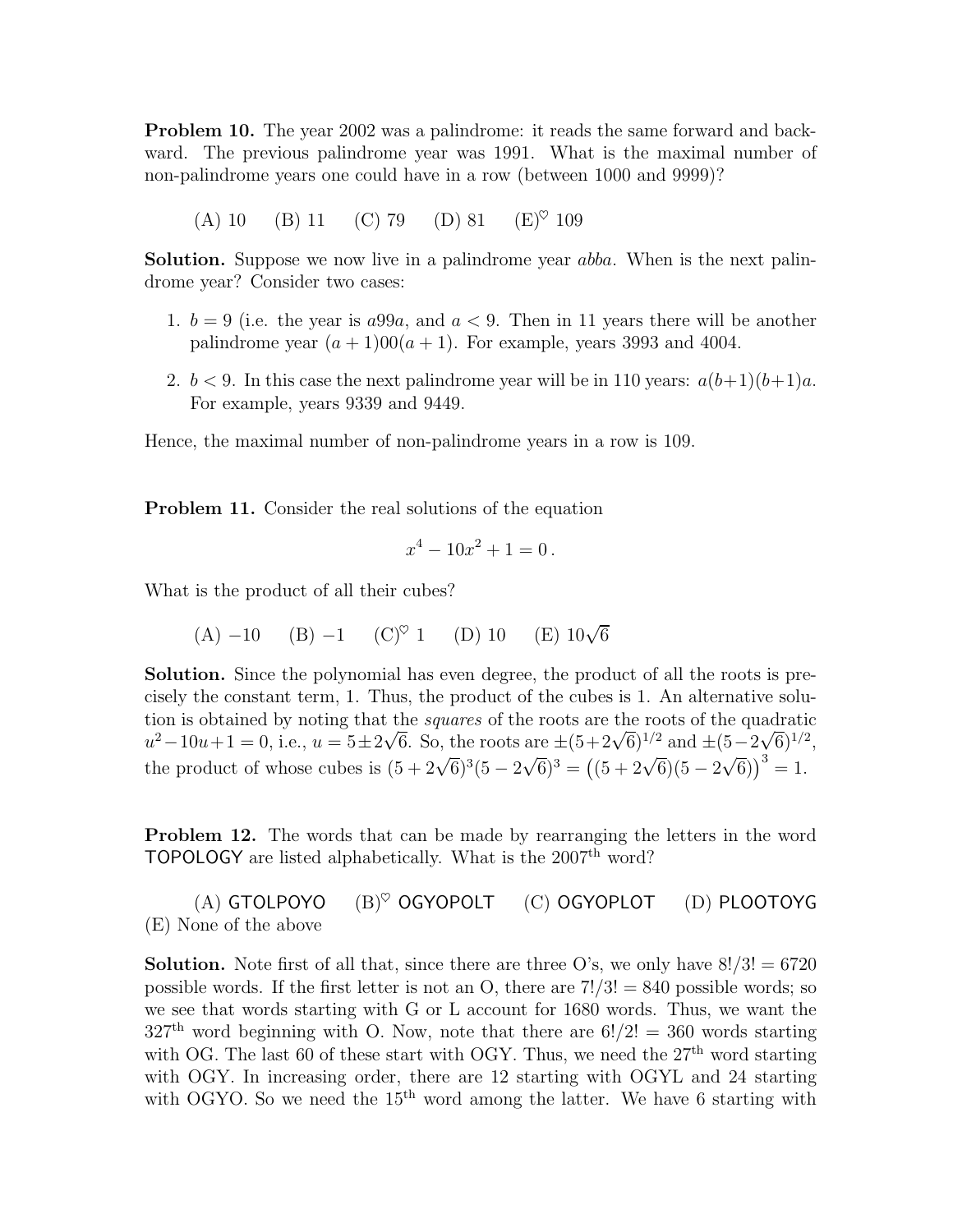**Problem 10.** The year 2002 was a palindrome: it reads the same forward and backward. The previous palindrome year was 1991. What is the maximal number of non-palindrome years one could have in a row (between 1000 and 9999)?

(A) 10 (B) 11 (C) 79 (D) 81 (E)$^\heartsuit$ 109

**Solution.** Suppose we now live in a palindrome year *abba*. When is the next palindrome year? Consider two cases:

1. $b = 9$ (i.e. the year is $a99a$, and $a < 9$. Then in 11 years there will be another palindrome year $(a+1)00(a+1)$. For example, years 3993 and 4004.
2. $b < 9$. In this case the next palindrome year will be in 110 years: $a(b+1)(b+1)a$. For example, years 9339 and 9449.

Hence, the maximal number of non-palindrome years in a row is 109.

**Problem 11.** Consider the real solutions of the equation

$$x^4 - 10x^2 + 1 = 0\,.$$

What is the product of all their cubes?

(A) $-10$ (B) $-1$ (C)$^\heartsuit$ 1 (D) 10 (E) $10\sqrt{6}$

**Solution.** Since the polynomial has even degree, the product of all the roots is precisely the constant term, 1. Thus, the product of the cubes is 1. An alternative solution is obtained by noting that the *squares* of the roots are the roots of the quadratic $u^2 - 10u + 1 = 0$, i.e., $u = 5 \pm 2\sqrt{6}$. So, the roots are $\pm(5+2\sqrt{6})^{1/2}$ and $\pm(5-2\sqrt{6})^{1/2}$, the product of whose cubes is $(5+2\sqrt{6})^3(5-2\sqrt{6})^3 = \big((5+2\sqrt{6})(5-2\sqrt{6})\big)^3 = 1$.

**Problem 12.** The words that can be made by rearranging the letters in the word TOPOLOGY are listed alphabetically. What is the 2007$^{\text{th}}$ word?

(A) GTOLPOYO (B)$^\heartsuit$ OGYOPOLT (C) OGYOPLOT (D) PLOOTOYG
(E) None of the above

**Solution.** Note first of all that, since there are three O's, we only have $8!/3! = 6720$ possible words. If the first letter is not an O, there are $7!/3! = 840$ possible words; so we see that words starting with G or L account for 1680 words. Thus, we want the 327$^{\text{th}}$ word beginning with O. Now, note that there are $6!/2! = 360$ words starting with OG. The last 60 of these start with OGY. Thus, we need the 27$^{\text{th}}$ word starting with OGY. In increasing order, there are 12 starting with OGYL and 24 starting with OGYO. So we need the 15$^{\text{th}}$ word among the latter. We have 6 starting with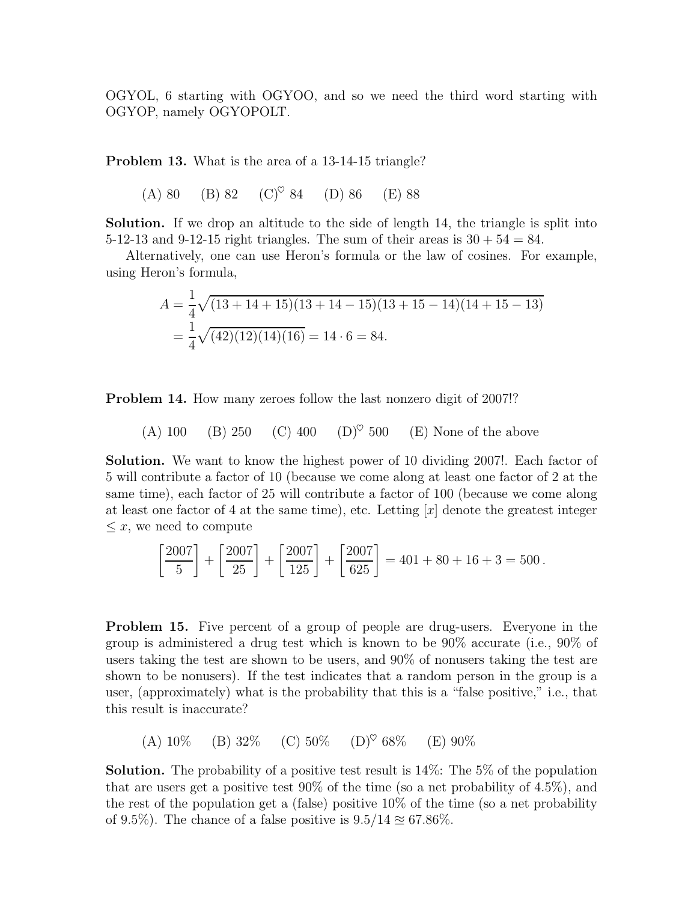OGYOL, 6 starting with OGYOO, and so we need the third word starting with OGYOP, namely OGYOPOLT.

**Problem 13.** What is the area of a 13-14-15 triangle?

(A) 80 (B) 82 (C)$^\heartsuit$ 84 (D) 86 (E) 88

**Solution.** If we drop an altitude to the side of length 14, the triangle is split into 5-12-13 and 9-12-15 right triangles. The sum of their areas is $30 + 54 = 84$.

Alternatively, one can use Heron's formula or the law of cosines. For example, using Heron's formula,

$$
\begin{aligned}
A &= \frac{1}{4}\sqrt{(13+14+15)(13+14-15)(13+15-14)(14+15-13)} \\
&= \frac{1}{4}\sqrt{(42)(12)(14)(16)} = 14 \cdot 6 = 84.
\end{aligned}
$$

**Problem 14.** How many zeroes follow the last nonzero digit of 2007!?

(A) 100 (B) 250 (C) 400 (D)$^\heartsuit$ 500 (E) None of the above

**Solution.** We want to know the highest power of 10 dividing 2007!. Each factor of 5 will contribute a factor of 10 (because we come along at least one factor of 2 at the same time), each factor of 25 will contribute a factor of 100 (because we come along at least one factor of 4 at the same time), etc. Letting $[x]$ denote the greatest integer $\leq x$, we need to compute

$$
\left[\frac{2007}{5}\right] + \left[\frac{2007}{25}\right] + \left[\frac{2007}{125}\right] + \left[\frac{2007}{625}\right] = 401 + 80 + 16 + 3 = 500\,.
$$

**Problem 15.** Five percent of a group of people are drug-users. Everyone in the group is administered a drug test which is known to be 90% accurate (i.e., 90% of users taking the test are shown to be users, and 90% of nonusers taking the test are shown to be nonusers). If the test indicates that a random person in the group is a user, (approximately) what is the probability that this is a "false positive," i.e., that this result is inaccurate?

(A) 10% (B) 32% (C) 50% (D)$^\heartsuit$ 68% (E) 90%

**Solution.** The probability of a positive test result is 14%: The 5% of the population that are users get a positive test 90% of the time (so a net probability of 4.5%), and the rest of the population get a (false) positive 10% of the time (so a net probability of 9.5%). The chance of a false positive is $9.5/14 \approxeq 67.86\%$.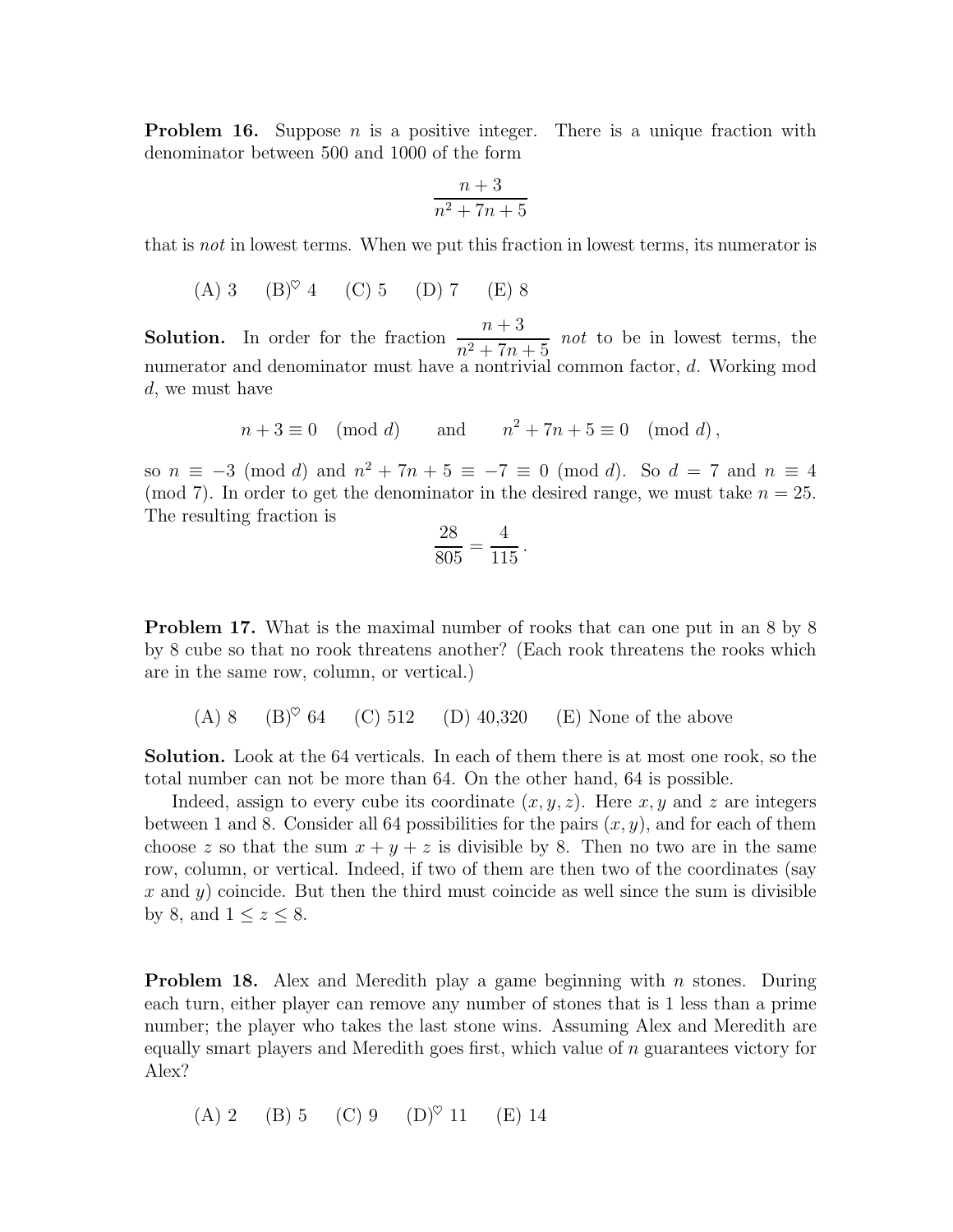**Problem 16.** Suppose $n$ is a positive integer. There is a unique fraction with denominator between 500 and 1000 of the form

$$\frac{n+3}{n^2+7n+5}$$

that is *not* in lowest terms. When we put this fraction in lowest terms, its numerator is

(A) 3 (B)$^\heartsuit$ 4 (C) 5 (D) 7 (E) 8

**Solution.** In order for the fraction $\frac{n+3}{n^2+7n+5}$ *not* to be in lowest terms, the numerator and denominator must have a nontrivial common factor, $d$. Working mod $d$, we must have

$$n+3 \equiv 0 \pmod{d} \qquad \text{and} \qquad n^2+7n+5 \equiv 0 \pmod{d},$$

so $n \equiv -3 \pmod{d}$ and $n^2+7n+5 \equiv -7 \equiv 0 \pmod{d}$. So $d=7$ and $n \equiv 4 \pmod{7}$. In order to get the denominator in the desired range, we must take $n = 25$. The resulting fraction is

$$\frac{28}{805} = \frac{4}{115}.$$

**Problem 17.** What is the maximal number of rooks that can one put in an 8 by 8 by 8 cube so that no rook threatens another? (Each rook threatens the rooks which are in the same row, column, or vertical.)

(A) 8 (B)$^\heartsuit$ 64 (C) 512 (D) 40,320 (E) None of the above

**Solution.** Look at the 64 verticals. In each of them there is at most one rook, so the total number can not be more than 64. On the other hand, 64 is possible.

Indeed, assign to every cube its coordinate $(x, y, z)$. Here $x, y$ and $z$ are integers between 1 and 8. Consider all 64 possibilities for the pairs $(x, y)$, and for each of them choose $z$ so that the sum $x + y + z$ is divisible by 8. Then no two are in the same row, column, or vertical. Indeed, if two of them are then two of the coordinates (say $x$ and $y$) coincide. But then the third must coincide as well since the sum is divisible by 8, and $1 \le z \le 8$.

**Problem 18.** Alex and Meredith play a game beginning with $n$ stones. During each turn, either player can remove any number of stones that is 1 less than a prime number; the player who takes the last stone wins. Assuming Alex and Meredith are equally smart players and Meredith goes first, which value of $n$ guarantees victory for Alex?

(A) 2 (B) 5 (C) 9 (D)$^\heartsuit$ 11 (E) 14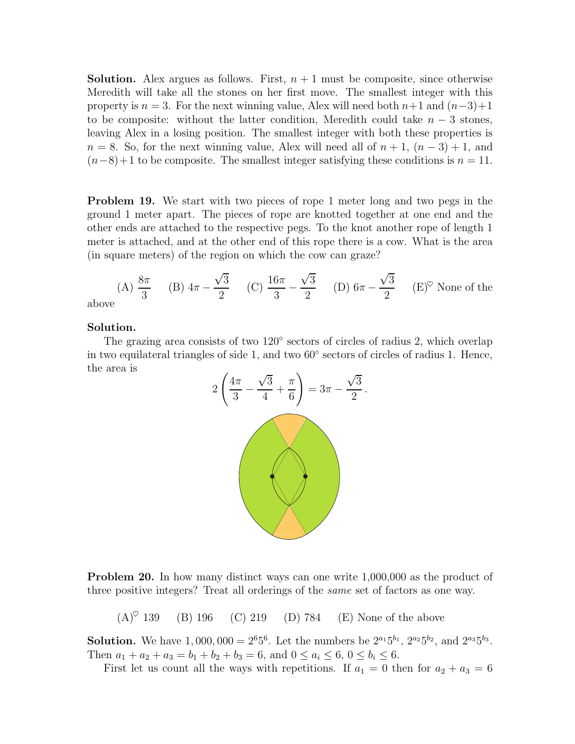**Solution.** Alex argues as follows. First, $n+1$ must be composite, since otherwise Meredith will take all the stones on her first move. The smallest integer with this property is $n = 3$. For the next winning value, Alex will need both $n+1$ and $(n-3)+1$ to be composite: without the latter condition, Meredith could take $n-3$ stones, leaving Alex in a losing position. The smallest integer with both these properties is $n = 8$. So, for the next winning value, Alex will need all of $n+1$, $(n-3)+1$, and $(n-8)+1$ to be composite. The smallest integer satisfying these conditions is $n = 11$.

**Problem 19.** We start with two pieces of rope 1 meter long and two pegs in the ground 1 meter apart. The pieces of rope are knotted together at one end and the other ends are attached to the respective pegs. To the knot another rope of length 1 meter is attached, and at the other end of this rope there is a cow. What is the area (in square meters) of the region on which the cow can graze?

(A) $\dfrac{8\pi}{3}$ (B) $4\pi - \dfrac{\sqrt{3}}{2}$ (C) $\dfrac{16\pi}{3} - \dfrac{\sqrt{3}}{2}$ (D) $6\pi - \dfrac{\sqrt{3}}{2}$ (E)$^{\heartsuit}$ None of the above

**Solution.**

The grazing area consists of two $120^\circ$ sectors of circles of radius 2, which overlap in two equilateral triangles of side 1, and two $60^\circ$ sectors of circles of radius 1. Hence, the area is

$$2\left(\frac{4\pi}{3} - \frac{\sqrt{3}}{4} + \frac{\pi}{6}\right) = 3\pi - \frac{\sqrt{3}}{2}.$$

**Problem 20.** In how many distinct ways can one write 1,000,000 as the product of three positive integers? Treat all orderings of the *same* set of factors as one way.

(A)$^{\heartsuit}$ 139 (B) 196 (C) 219 (D) 784 (E) None of the above

**Solution.** We have $1,000,000 = 2^6 5^6$. Let the numbers be $2^{a_1}5^{b_1}$, $2^{a_2}5^{b_2}$, and $2^{a_3}5^{b_3}$. Then $a_1 + a_2 + a_3 = b_1 + b_2 + b_3 = 6$, and $0 \le a_i \le 6$, $0 \le b_i \le 6$.

First let us count all the ways with repetitions. If $a_1 = 0$ then for $a_2 + a_3 = 6$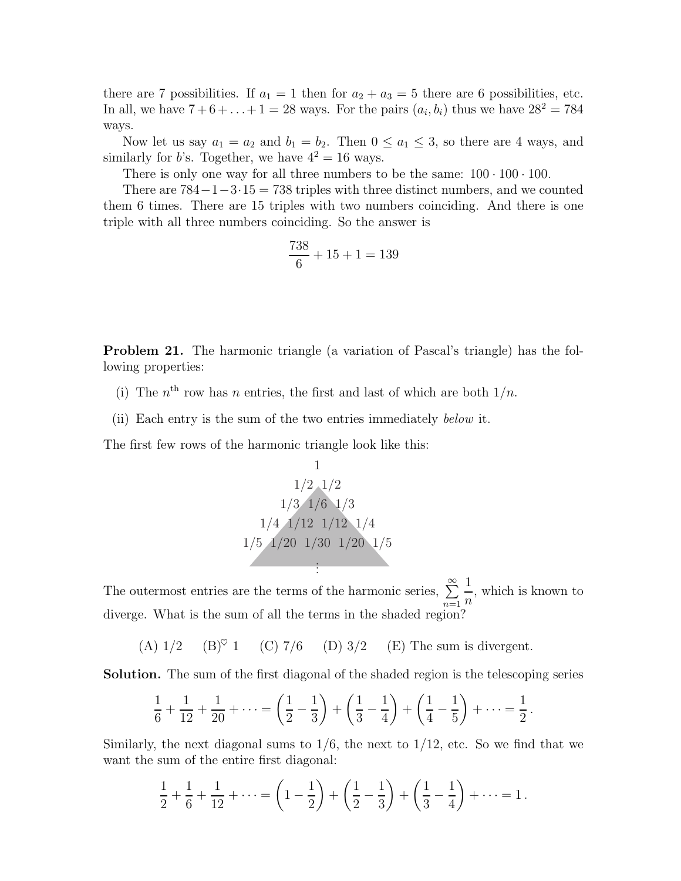there are 7 possibilities. If $a_1 = 1$ then for $a_2 + a_3 = 5$ there are 6 possibilities, etc. In all, we have $7 + 6 + \ldots + 1 = 28$ ways. For the pairs $(a_i, b_i)$ thus we have $28^2 = 784$ ways.

Now let us say $a_1 = a_2$ and $b_1 = b_2$. Then $0 \le a_1 \le 3$, so there are 4 ways, and similarly for $b$'s. Together, we have $4^2 = 16$ ways.

There is only one way for all three numbers to be the same: $100 \cdot 100 \cdot 100$.

There are $784 - 1 - 3 \cdot 15 = 738$ triples with three distinct numbers, and we counted them 6 times. There are 15 triples with two numbers coinciding. And there is one triple with all three numbers coinciding. So the answer is

$$\frac{738}{6} + 15 + 1 = 139$$

**Problem 21.** The harmonic triangle (a variation of Pascal's triangle) has the following properties:

(i) The $n^{\text{th}}$ row has $n$ entries, the first and last of which are both $1/n$.

(ii) Each entry is the sum of the two entries immediately *below* it.

The first few rows of the harmonic triangle look like this:

$$\begin{array}{c} 1 \\ 1/2 \quad 1/2 \\ 1/3 \quad 1/6 \quad 1/3 \\ 1/4 \quad 1/12 \quad 1/12 \quad 1/4 \\ 1/5 \quad 1/20 \quad 1/30 \quad 1/20 \quad 1/5 \\ \vdots \end{array}$$

The outermost entries are the terms of the harmonic series, $\sum_{n=1}^{\infty} \frac{1}{n}$, which is known to diverge. What is the sum of all the terms in the shaded region?

(A) 1/2 (B)$^{\heartsuit}$ 1 (C) 7/6 (D) 3/2 (E) The sum is divergent.

**Solution.** The sum of the first diagonal of the shaded region is the telescoping series

$$\frac{1}{6} + \frac{1}{12} + \frac{1}{20} + \cdots = \left(\frac{1}{2} - \frac{1}{3}\right) + \left(\frac{1}{3} - \frac{1}{4}\right) + \left(\frac{1}{4} - \frac{1}{5}\right) + \cdots = \frac{1}{2}.$$

Similarly, the next diagonal sums to 1/6, the next to 1/12, etc. So we find that we want the sum of the entire first diagonal:

$$\frac{1}{2} + \frac{1}{6} + \frac{1}{12} + \cdots = \left(1 - \frac{1}{2}\right) + \left(\frac{1}{2} - \frac{1}{3}\right) + \left(\frac{1}{3} - \frac{1}{4}\right) + \cdots = 1.$$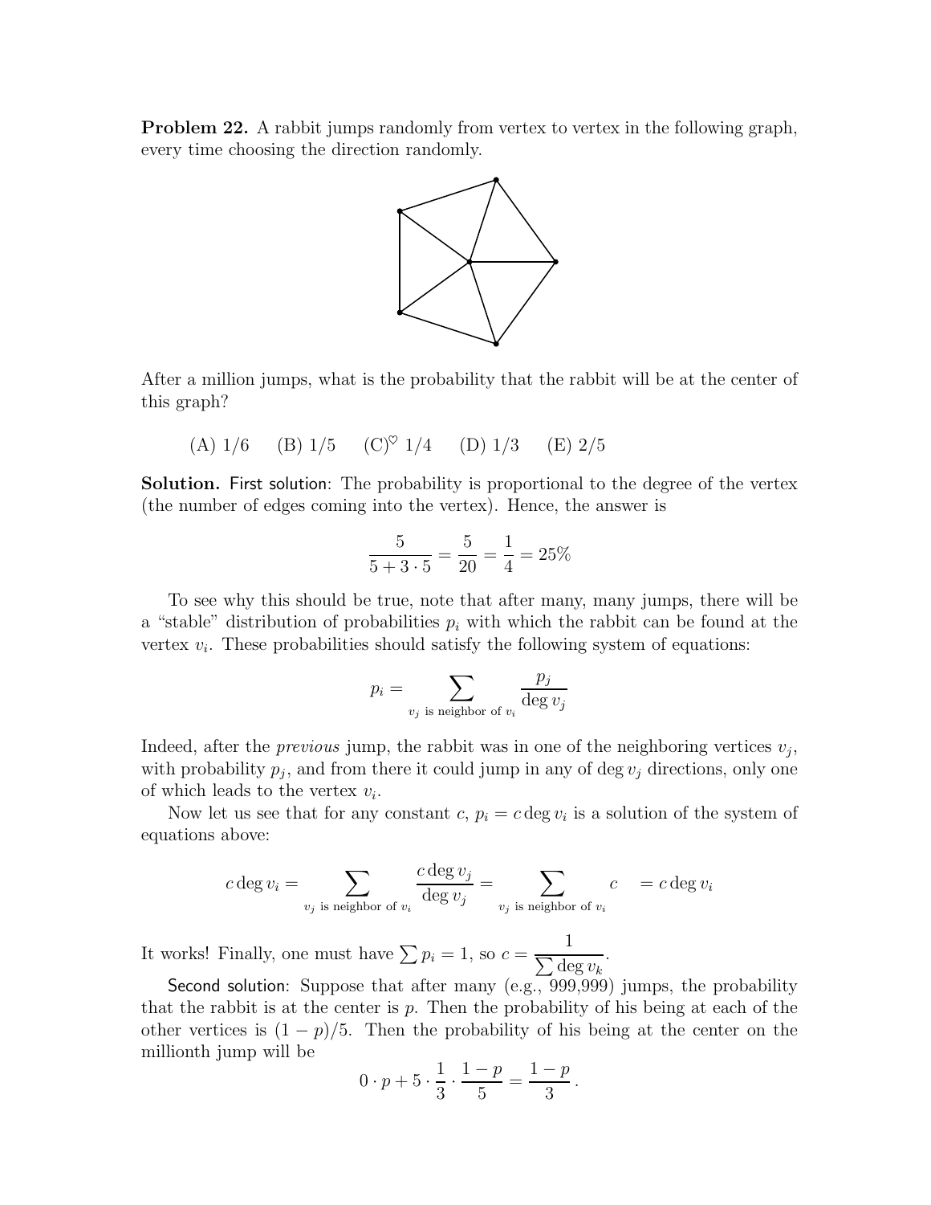**Problem 22.** A rabbit jumps randomly from vertex to vertex in the following graph, every time choosing the direction randomly.

After a million jumps, what is the probability that the rabbit will be at the center of this graph?

(A) 1/6 (B) 1/5 (C)$^\heartsuit$ 1/4 (D) 1/3 (E) 2/5

**Solution.** First solution: The probability is proportional to the degree of the vertex (the number of edges coming into the vertex). Hence, the answer is

$$\frac{5}{5+3\cdot 5} = \frac{5}{20} = \frac{1}{4} = 25\%$$

To see why this should be true, note that after many, many jumps, there will be a "stable" distribution of probabilities $p_i$ with which the rabbit can be found at the vertex $v_i$. These probabilities should satisfy the following system of equations:

$$p_i = \sum_{v_j \text{ is neighbor of } v_i} \frac{p_j}{\deg v_j}$$

Indeed, after the *previous* jump, the rabbit was in one of the neighboring vertices $v_j$, with probability $p_j$, and from there it could jump in any of $\deg v_j$ directions, only one of which leads to the vertex $v_i$.

Now let us see that for any constant $c$, $p_i = c \deg v_i$ is a solution of the system of equations above:

$$c \deg v_i = \sum_{v_j \text{ is neighbor of } v_i} \frac{c \deg v_j}{\deg v_j} = \sum_{v_j \text{ is neighbor of } v_i} c \quad = c \deg v_i$$

It works! Finally, one must have $\sum p_i = 1$, so $c = \dfrac{1}{\sum \deg v_k}$.

Second solution: Suppose that after many (e.g., 999,999) jumps, the probability that the rabbit is at the center is $p$. Then the probability of his being at each of the other vertices is $(1-p)/5$. Then the probability of his being at the center on the millionth jump will be

$$0 \cdot p + 5 \cdot \frac{1}{3} \cdot \frac{1-p}{5} = \frac{1-p}{3}.$$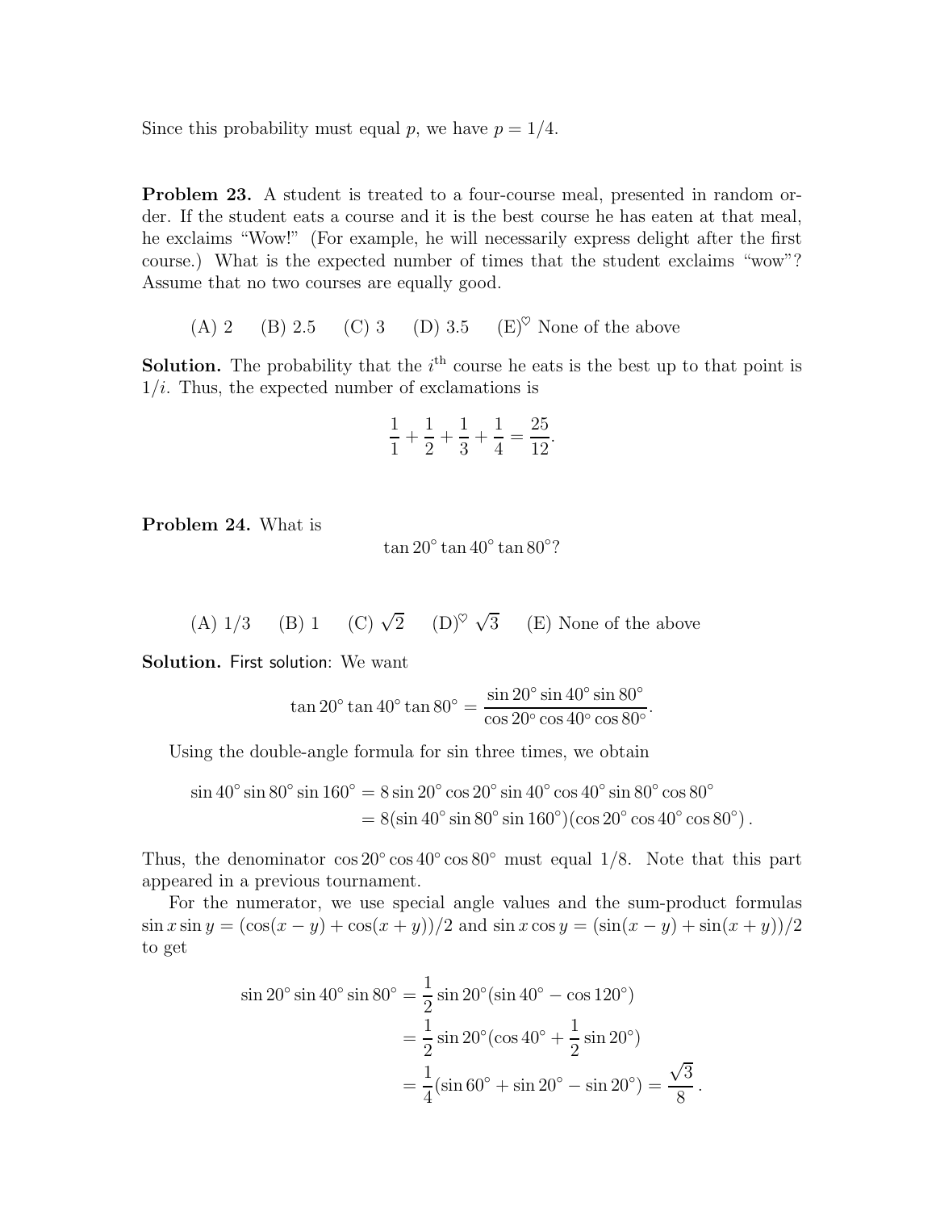Since this probability must equal $p$, we have $p = 1/4$.

**Problem 23.** A student is treated to a four-course meal, presented in random order. If the student eats a course and it is the best course he has eaten at that meal, he exclaims "Wow!" (For example, he will necessarily express delight after the first course.) What is the expected number of times that the student exclaims "wow"? Assume that no two courses are equally good.

(A) 2 (B) 2.5 (C) 3 (D) 3.5 (E)$^\heartsuit$ None of the above

**Solution.** The probability that the $i^{\text{th}}$ course he eats is the best up to that point is $1/i$. Thus, the expected number of exclamations is

$$\frac{1}{1} + \frac{1}{2} + \frac{1}{3} + \frac{1}{4} = \frac{25}{12}.$$

**Problem 24.** What is

$$\tan 20^\circ \tan 40^\circ \tan 80^\circ?$$

(A) 1/3 (B) 1 (C) $\sqrt{2}$ (D)$^\heartsuit$ $\sqrt{3}$ (E) None of the above

**Solution.** First solution: We want

$$\tan 20^\circ \tan 40^\circ \tan 80^\circ = \frac{\sin 20^\circ \sin 40^\circ \sin 80^\circ}{\cos 20^\circ \cos 40^\circ \cos 80^\circ}.$$

Using the double-angle formula for sin three times, we obtain

$$\begin{aligned}\sin 40^\circ \sin 80^\circ \sin 160^\circ &= 8 \sin 20^\circ \cos 20^\circ \sin 40^\circ \cos 40^\circ \sin 80^\circ \cos 80^\circ \\ &= 8(\sin 40^\circ \sin 80^\circ \sin 160^\circ)(\cos 20^\circ \cos 40^\circ \cos 80^\circ)\,.\end{aligned}$$

Thus, the denominator $\cos 20^\circ \cos 40^\circ \cos 80^\circ$ must equal $1/8$. Note that this part appeared in a previous tournament.

For the numerator, we use special angle values and the sum-product formulas $\sin x \sin y = (\cos(x-y) + \cos(x+y))/2$ and $\sin x \cos y = (\sin(x-y) + \sin(x+y))/2$ to get

$$\begin{aligned}\sin 20^\circ \sin 40^\circ \sin 80^\circ &= \frac{1}{2}\sin 20^\circ(\sin 40^\circ - \cos 120^\circ) \\ &= \frac{1}{2}\sin 20^\circ(\cos 40^\circ + \frac{1}{2}\sin 20^\circ) \\ &= \frac{1}{4}(\sin 60^\circ + \sin 20^\circ - \sin 20^\circ) = \frac{\sqrt{3}}{8}\,.\end{aligned}$$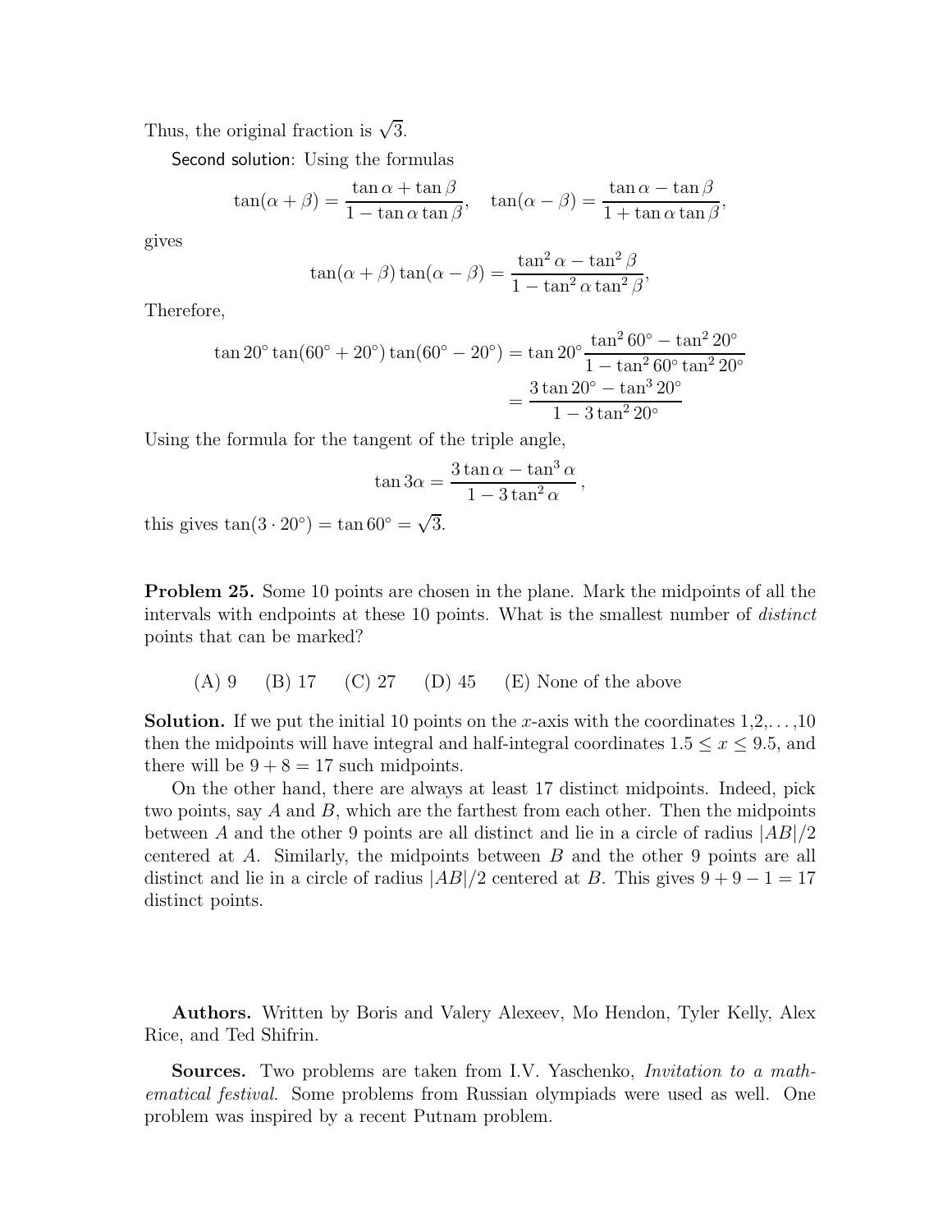Thus, the original fraction is $\sqrt{3}$.

Second solution: Using the formulas

$$\tan(\alpha+\beta) = \frac{\tan\alpha + \tan\beta}{1 - \tan\alpha\tan\beta}, \quad \tan(\alpha-\beta) = \frac{\tan\alpha - \tan\beta}{1 + \tan\alpha\tan\beta},$$

gives

$$\tan(\alpha+\beta)\tan(\alpha-\beta) = \frac{\tan^2\alpha - \tan^2\beta}{1 - \tan^2\alpha\tan^2\beta},$$

Therefore,

$$\begin{aligned}
\tan 20^\circ \tan(60^\circ + 20^\circ)\tan(60^\circ - 20^\circ) &= \tan 20^\circ \frac{\tan^2 60^\circ - \tan^2 20^\circ}{1 - \tan^2 60^\circ \tan^2 20^\circ} \\
&= \frac{3\tan 20^\circ - \tan^3 20^\circ}{1 - 3\tan^2 20^\circ}
\end{aligned}$$

Using the formula for the tangent of the triple angle,

$$\tan 3\alpha = \frac{3\tan\alpha - \tan^3\alpha}{1 - 3\tan^2\alpha},$$

this gives $\tan(3 \cdot 20^\circ) = \tan 60^\circ = \sqrt{3}$.

**Problem 25.** Some 10 points are chosen in the plane. Mark the midpoints of all the intervals with endpoints at these 10 points. What is the smallest number of *distinct* points that can be marked?

(A) 9 (B) 17 (C) 27 (D) 45 (E) None of the above

**Solution.** If we put the initial 10 points on the $x$-axis with the coordinates 1,2,...,10 then the midpoints will have integral and half-integral coordinates $1.5 \le x \le 9.5$, and there will be $9 + 8 = 17$ such midpoints.

On the other hand, there are always at least 17 distinct midpoints. Indeed, pick two points, say $A$ and $B$, which are the farthest from each other. Then the midpoints between $A$ and the other 9 points are all distinct and lie in a circle of radius $|AB|/2$ centered at $A$. Similarly, the midpoints between $B$ and the other 9 points are all distinct and lie in a circle of radius $|AB|/2$ centered at $B$. This gives $9 + 9 - 1 = 17$ distinct points.

**Authors.** Written by Boris and Valery Alexeev, Mo Hendon, Tyler Kelly, Alex Rice, and Ted Shifrin.

**Sources.** Two problems are taken from I.V. Yaschenko, *Invitation to a mathematical festival*. Some problems from Russian olympiads were used as well. One problem was inspired by a recent Putnam problem.